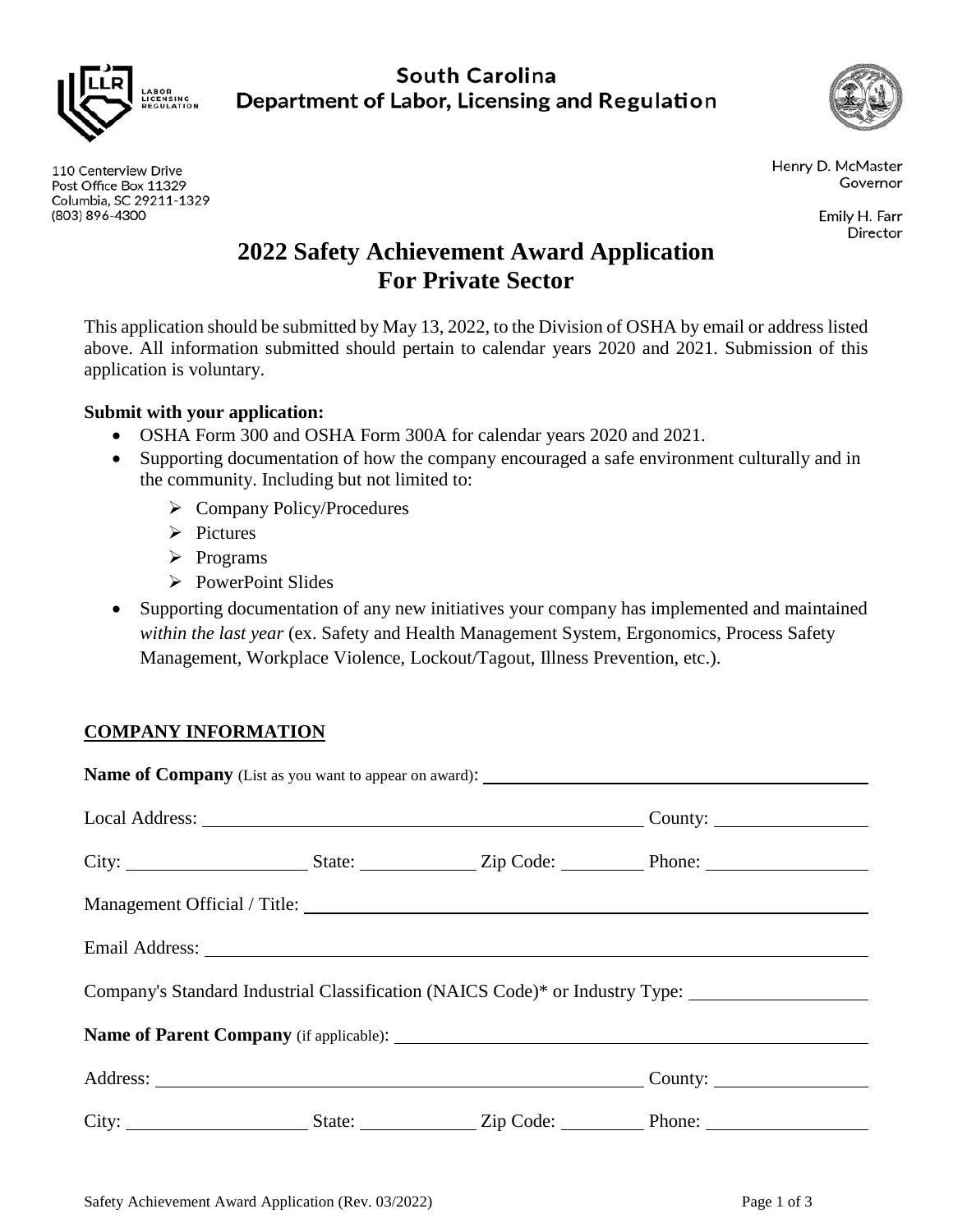South Carolina
Department of Labor, Licensing and Regulation

110 Centerview Drive
Post Office Box 11329
Columbia, SC 29211-1329
(803) 896-4300

Henry D. McMaster
Governor

Emily H. Farr
Director

# 2022 Safety Achievement Award Application For Private Sector

This application should be submitted by May 13, 2022, to the Division of OSHA by email or address listed above. All information submitted should pertain to calendar years 2020 and 2021. Submission of this application is voluntary.

**Submit with your application:**

- OSHA Form 300 and OSHA Form 300A for calendar years 2020 and 2021.
- Supporting documentation of how the company encouraged a safe environment culturally and in the community. Including but not limited to:
  - Company Policy/Procedures
  - Pictures
  - Programs
  - PowerPoint Slides
- Supporting documentation of any new initiatives your company has implemented and maintained *within the last year* (ex. Safety and Health Management System, Ergonomics, Process Safety Management, Workplace Violence, Lockout/Tagout, Illness Prevention, etc.).

## COMPANY INFORMATION

**Name of Company** (List as you want to appear on award): ____________________

Local Address: ____________________ County: ____________________

City: ____________ State: ____________ Zip Code: ____________ Phone: ____________

Management Official / Title: ____________________

Email Address: ____________________

Company's Standard Industrial Classification (NAICS Code)* or Industry Type: ____________________

**Name of Parent Company** (if applicable): ____________________

Address: ____________________ County: ____________________

City: ____________ State: ____________ Zip Code: ____________ Phone: ____________

Safety Achievement Award Application (Rev. 03/2022)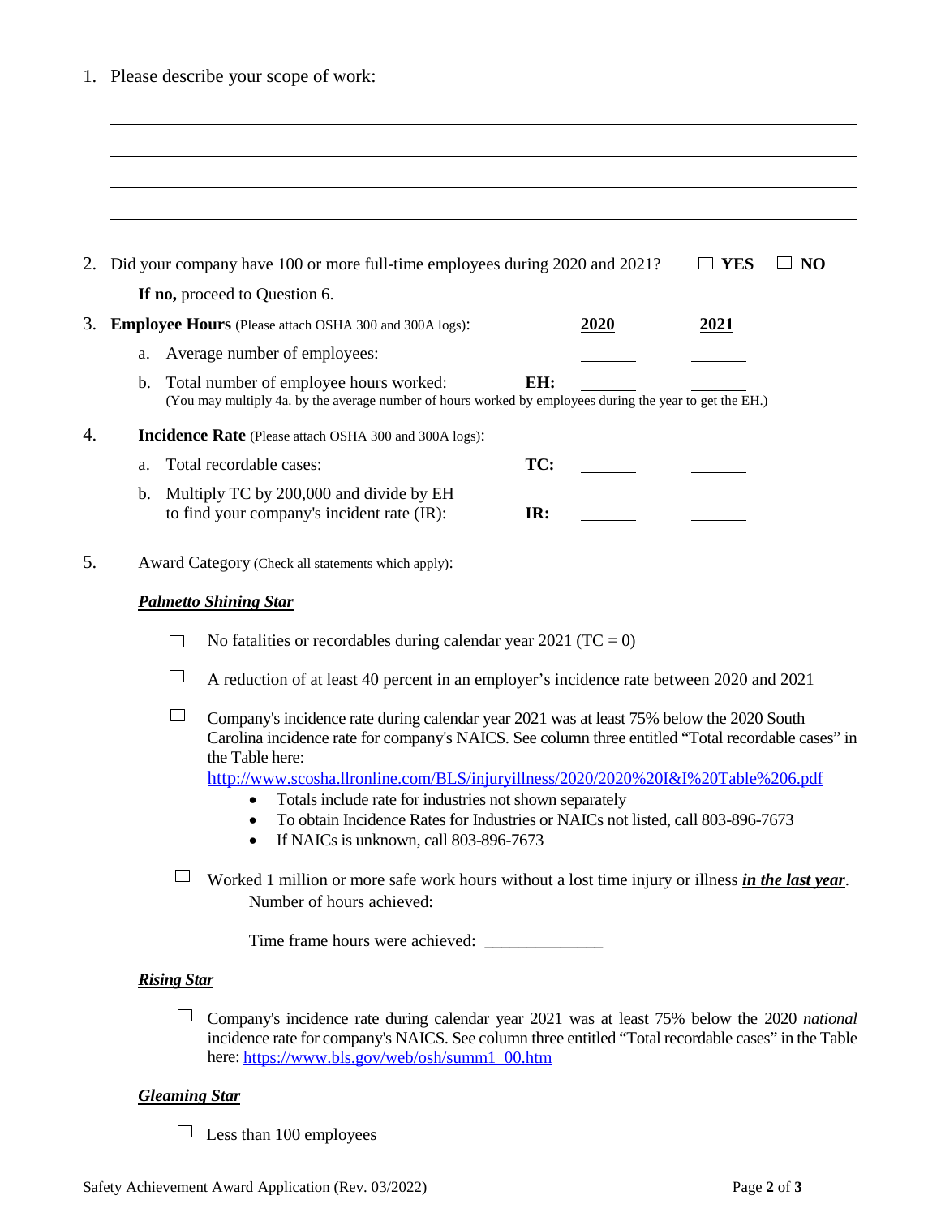1. Please describe your scope of work:

\_\_\_\_\_\_\_\_\_\_\_\_\_\_\_\_\_\_\_\_\_\_\_\_\_\_\_\_\_\_\_\_\_\_\_\_\_\_\_\_\_\_\_\_\_\_\_\_\_\_\_\_\_\_\_\_\_\_\_\_

\_\_\_\_\_\_\_\_\_\_\_\_\_\_\_\_\_\_\_\_\_\_\_\_\_\_\_\_\_\_\_\_\_\_\_\_\_\_\_\_\_\_\_\_\_\_\_\_\_\_\_\_\_\_\_\_\_\_\_\_

\_\_\_\_\_\_\_\_\_\_\_\_\_\_\_\_\_\_\_\_\_\_\_\_\_\_\_\_\_\_\_\_\_\_\_\_\_\_\_\_\_\_\_\_\_\_\_\_\_\_\_\_\_\_\_\_\_\_\_\_

\_\_\_\_\_\_\_\_\_\_\_\_\_\_\_\_\_\_\_\_\_\_\_\_\_\_\_\_\_\_\_\_\_\_\_\_\_\_\_\_\_\_\_\_\_\_\_\_\_\_\_\_\_\_\_\_\_\_\_\_

2. Did your company have 100 or more full-time employees during 2020 and 2021? ☐ **YES** ☐ **NO**

   **If no,** proceed to Question 6.

3. **Employee Hours** (Please attach OSHA 300 and 300A logs):

| | | **2020** | **2021** |
|---|---|---|---|
| a. Average number of employees: | | \_\_\_\_\_\_ | \_\_\_\_\_\_ |
| b. Total number of employee hours worked: | **EH:** | \_\_\_\_\_\_ | \_\_\_\_\_\_ |

   (You may multiply 4a. by the average number of hours worked by employees during the year to get the EH.)

4. **Incidence Rate** (Please attach OSHA 300 and 300A logs):

| | | | |
|---|---|---|---|
| a. Total recordable cases: | **TC:** | \_\_\_\_\_\_ | \_\_\_\_\_\_ |
| b. Multiply TC by 200,000 and divide by EH to find your company's incident rate (IR): | **IR:** | \_\_\_\_\_\_ | \_\_\_\_\_\_ |

5. Award Category (Check all statements which apply):

***Palmetto Shining Star***

☐ No fatalities or recordables during calendar year 2021 (TC = 0)

☐ A reduction of at least 40 percent in an employer's incidence rate between 2020 and 2021

☐ Company's incidence rate during calendar year 2021 was at least 75% below the 2020 South Carolina incidence rate for company's NAICS. See column three entitled "Total recordable cases" in the Table here: http://www.scosha.llronline.com/BLS/injuryillness/2020/2020%20I&I%20Table%206.pdf

- Totals include rate for industries not shown separately
- To obtain Incidence Rates for Industries or NAICs not listed, call 803-896-7673
- If NAICs is unknown, call 803-896-7673

☐ Worked 1 million or more safe work hours without a lost time injury or illness ***in the last year***.

Number of hours achieved: \_\_\_\_\_\_\_\_\_\_\_\_\_\_\_\_\_\_

Time frame hours were achieved: \_\_\_\_\_\_\_\_\_\_\_\_\_\_

***Rising Star***

☐ Company's incidence rate during calendar year 2021 was at least 75% below the 2020 *national* incidence rate for company's NAICS. See column three entitled "Total recordable cases" in the Table here: https://www.bls.gov/web/osh/summ1_00.htm

***Gleaming Star***

☐ Less than 100 employees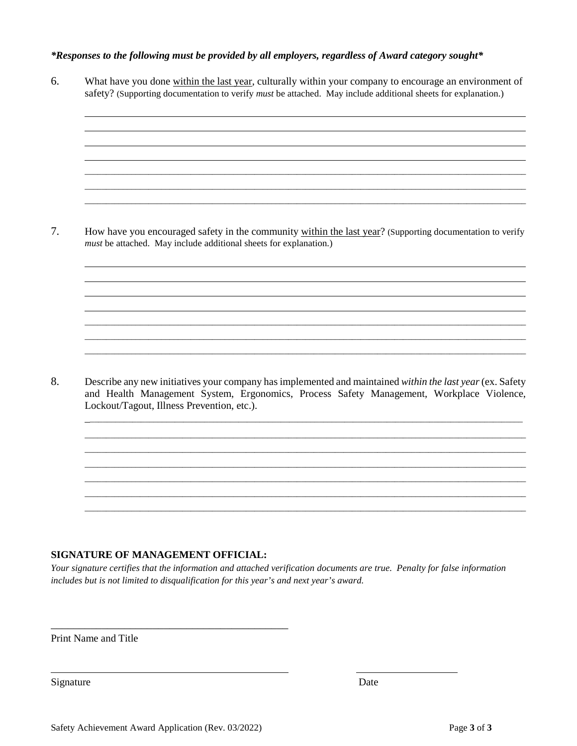***Responses to the following must be provided by all employers, regardless of Award category sought***

6. What have you done within the last year, culturally within your company to encourage an environment of safety? (Supporting documentation to verify *must* be attached. May include additional sheets for explanation.)

7. How have you encouraged safety in the community within the last year? (Supporting documentation to verify *must* be attached. May include additional sheets for explanation.)

8. Describe any new initiatives your company has implemented and maintained *within the last year* (ex. Safety and Health Management System, Ergonomics, Process Safety Management, Workplace Violence, Lockout/Tagout, Illness Prevention, etc.).

**SIGNATURE OF MANAGEMENT OFFICIAL:**

*Your signature certifies that the information and attached verification documents are true. Penalty for false information includes but is not limited to disqualification for this year's and next year's award.*

Print Name and Title

Signature

Date